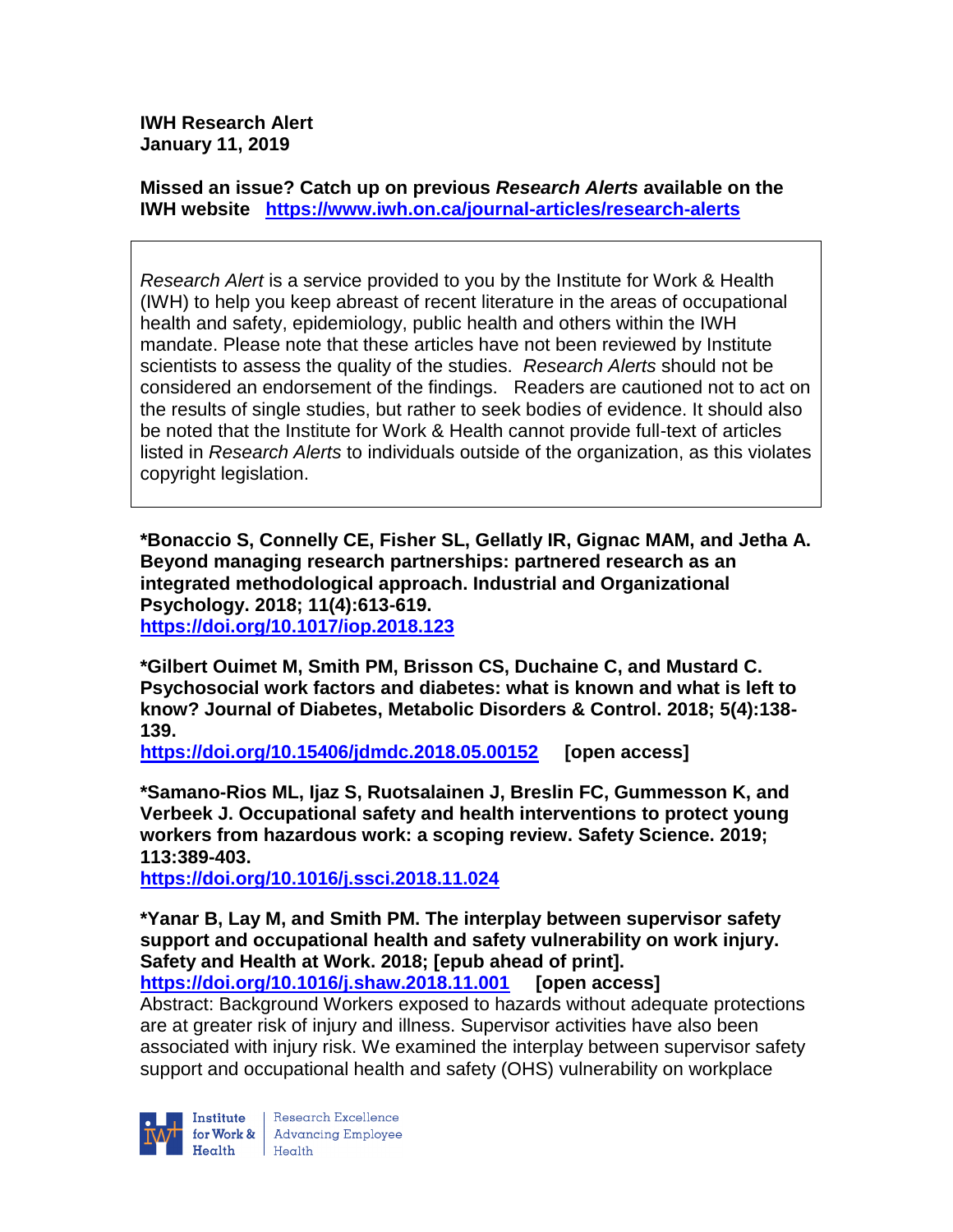**IWH Research Alert**
**January 11, 2019**

**Missed an issue? Catch up on previous *Research Alerts* available on the IWH website [https://www.iwh.on.ca/journal-articles/research-alerts](https://www.iwh.on.ca/journal-articles/research-alerts)**

> *Research Alert* is a service provided to you by the Institute for Work & Health (IWH) to help you keep abreast of recent literature in the areas of occupational health and safety, epidemiology, public health and others within the IWH mandate. Please note that these articles have not been reviewed by Institute scientists to assess the quality of the studies. *Research Alerts* should not be considered an endorsement of the findings. Readers are cautioned not to act on the results of single studies, but rather to seek bodies of evidence. It should also be noted that the Institute for Work & Health cannot provide full-text of articles listed in *Research Alerts* to individuals outside of the organization, as this violates copyright legislation.

**\*Bonaccio S, Connelly CE, Fisher SL, Gellatly IR, Gignac MAM, and Jetha A. Beyond managing research partnerships: partnered research as an integrated methodological approach. Industrial and Organizational Psychology. 2018; 11(4):613-619.**
**[https://doi.org/10.1017/iop.2018.123](https://doi.org/10.1017/iop.2018.123)**

**\*Gilbert Ouimet M, Smith PM, Brisson CS, Duchaine C, and Mustard C. Psychosocial work factors and diabetes: what is known and what is left to know? Journal of Diabetes, Metabolic Disorders & Control. 2018; 5(4):138-139.**
**[https://doi.org/10.15406/jdmdc.2018.05.00152](https://doi.org/10.15406/jdmdc.2018.05.00152) [open access]**

**\*Samano-Rios ML, Ijaz S, Ruotsalainen J, Breslin FC, Gummesson K, and Verbeek J. Occupational safety and health interventions to protect young workers from hazardous work: a scoping review. Safety Science. 2019; 113:389-403.**
**[https://doi.org/10.1016/j.ssci.2018.11.024](https://doi.org/10.1016/j.ssci.2018.11.024)**

**\*Yanar B, Lay M, and Smith PM. The interplay between supervisor safety support and occupational health and safety vulnerability on work injury. Safety and Health at Work. 2018; [epub ahead of print].**
**[https://doi.org/10.1016/j.shaw.2018.11.001](https://doi.org/10.1016/j.shaw.2018.11.001) [open access]**
Abstract: Background Workers exposed to hazards without adequate protections are at greater risk of injury and illness. Supervisor activities have also been associated with injury risk. We examined the interplay between supervisor safety support and occupational health and safety (OHS) vulnerability on workplace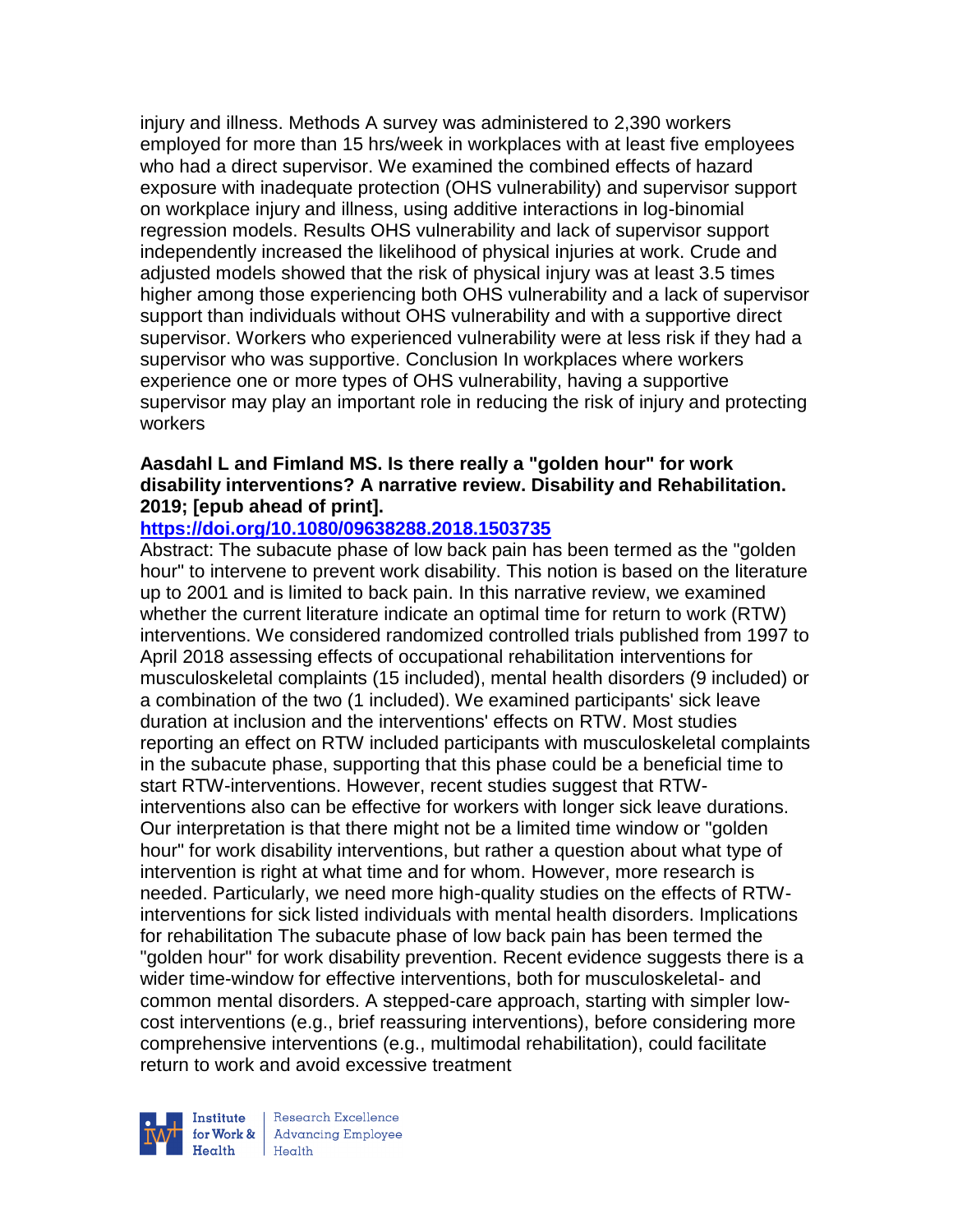injury and illness. Methods A survey was administered to 2,390 workers employed for more than 15 hrs/week in workplaces with at least five employees who had a direct supervisor. We examined the combined effects of hazard exposure with inadequate protection (OHS vulnerability) and supervisor support on workplace injury and illness, using additive interactions in log-binomial regression models. Results OHS vulnerability and lack of supervisor support independently increased the likelihood of physical injuries at work. Crude and adjusted models showed that the risk of physical injury was at least 3.5 times higher among those experiencing both OHS vulnerability and a lack of supervisor support than individuals without OHS vulnerability and with a supportive direct supervisor. Workers who experienced vulnerability were at less risk if they had a supervisor who was supportive. Conclusion In workplaces where workers experience one or more types of OHS vulnerability, having a supportive supervisor may play an important role in reducing the risk of injury and protecting workers

**Aasdahl L and Fimland MS. Is there really a "golden hour" for work disability interventions? A narrative review. Disability and Rehabilitation. 2019; [epub ahead of print].**

**https://doi.org/10.1080/09638288.2018.1503735**

Abstract: The subacute phase of low back pain has been termed as the "golden hour" to intervene to prevent work disability. This notion is based on the literature up to 2001 and is limited to back pain. In this narrative review, we examined whether the current literature indicate an optimal time for return to work (RTW) interventions. We considered randomized controlled trials published from 1997 to April 2018 assessing effects of occupational rehabilitation interventions for musculoskeletal complaints (15 included), mental health disorders (9 included) or a combination of the two (1 included). We examined participants' sick leave duration at inclusion and the interventions' effects on RTW. Most studies reporting an effect on RTW included participants with musculoskeletal complaints in the subacute phase, supporting that this phase could be a beneficial time to start RTW-interventions. However, recent studies suggest that RTW-interventions also can be effective for workers with longer sick leave durations. Our interpretation is that there might not be a limited time window or "golden hour" for work disability interventions, but rather a question about what type of intervention is right at what time and for whom. However, more research is needed. Particularly, we need more high-quality studies on the effects of RTW-interventions for sick listed individuals with mental health disorders. Implications for rehabilitation The subacute phase of low back pain has been termed the "golden hour" for work disability prevention. Recent evidence suggests there is a wider time-window for effective interventions, both for musculoskeletal- and common mental disorders. A stepped-care approach, starting with simpler low-cost interventions (e.g., brief reassuring interventions), before considering more comprehensive interventions (e.g., multimodal rehabilitation), could facilitate return to work and avoid excessive treatment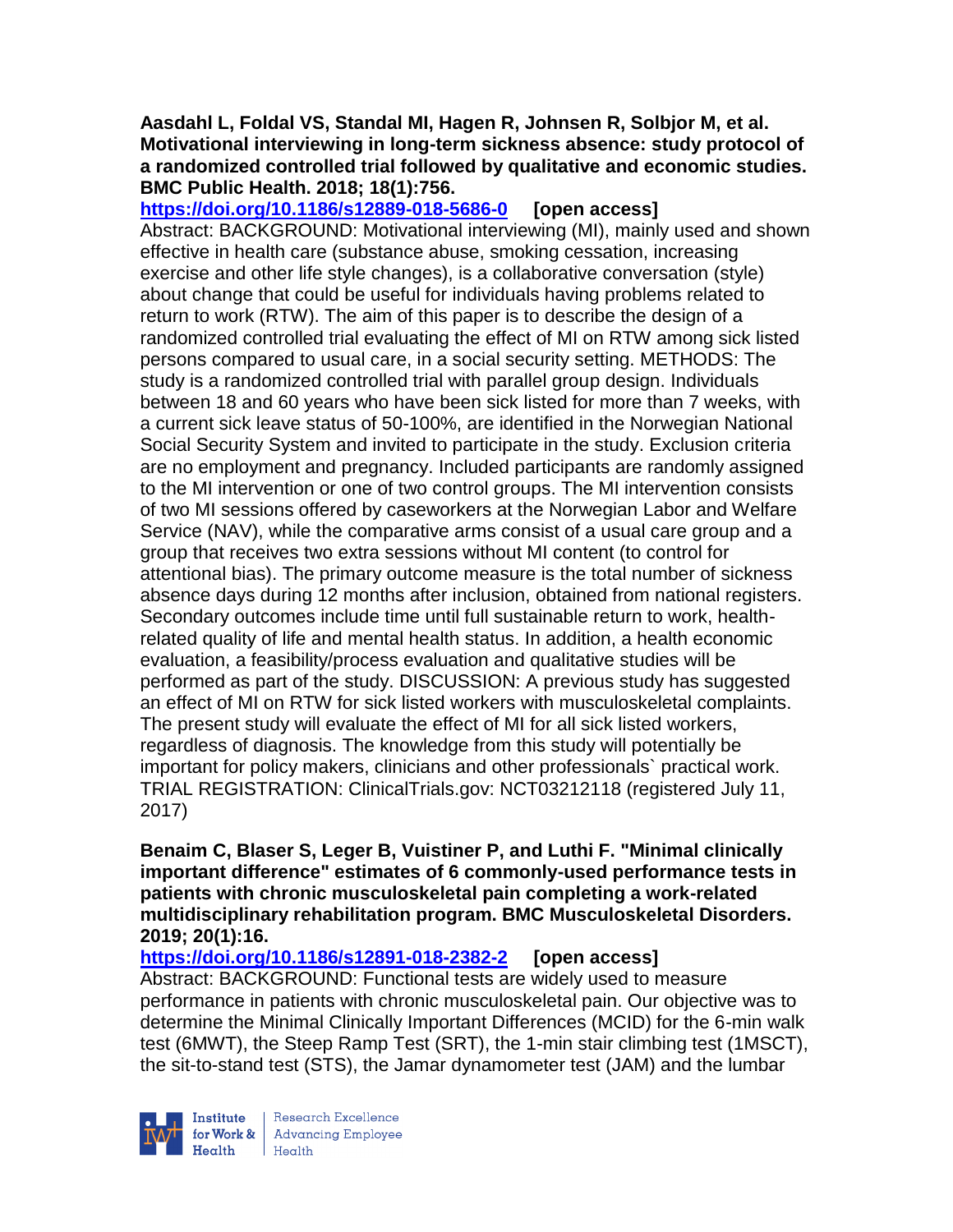**Aasdahl L, Foldal VS, Standal MI, Hagen R, Johnsen R, Solbjor M, et al. Motivational interviewing in long-term sickness absence: study protocol of a randomized controlled trial followed by qualitative and economic studies. BMC Public Health. 2018; 18(1):756.**

**https://doi.org/10.1186/s12889-018-5686-0 [open access]**

Abstract: BACKGROUND: Motivational interviewing (MI), mainly used and shown effective in health care (substance abuse, smoking cessation, increasing exercise and other life style changes), is a collaborative conversation (style) about change that could be useful for individuals having problems related to return to work (RTW). The aim of this paper is to describe the design of a randomized controlled trial evaluating the effect of MI on RTW among sick listed persons compared to usual care, in a social security setting. METHODS: The study is a randomized controlled trial with parallel group design. Individuals between 18 and 60 years who have been sick listed for more than 7 weeks, with a current sick leave status of 50-100%, are identified in the Norwegian National Social Security System and invited to participate in the study. Exclusion criteria are no employment and pregnancy. Included participants are randomly assigned to the MI intervention or one of two control groups. The MI intervention consists of two MI sessions offered by caseworkers at the Norwegian Labor and Welfare Service (NAV), while the comparative arms consist of a usual care group and a group that receives two extra sessions without MI content (to control for attentional bias). The primary outcome measure is the total number of sickness absence days during 12 months after inclusion, obtained from national registers. Secondary outcomes include time until full sustainable return to work, health-related quality of life and mental health status. In addition, a health economic evaluation, a feasibility/process evaluation and qualitative studies will be performed as part of the study. DISCUSSION: A previous study has suggested an effect of MI on RTW for sick listed workers with musculoskeletal complaints. The present study will evaluate the effect of MI for all sick listed workers, regardless of diagnosis. The knowledge from this study will potentially be important for policy makers, clinicians and other professionals` practical work. TRIAL REGISTRATION: ClinicalTrials.gov: NCT03212118 (registered July 11, 2017)

**Benaim C, Blaser S, Leger B, Vuistiner P, and Luthi F. "Minimal clinically important difference" estimates of 6 commonly-used performance tests in patients with chronic musculoskeletal pain completing a work-related multidisciplinary rehabilitation program. BMC Musculoskeletal Disorders. 2019; 20(1):16.**

**https://doi.org/10.1186/s12891-018-2382-2 [open access]**

Abstract: BACKGROUND: Functional tests are widely used to measure performance in patients with chronic musculoskeletal pain. Our objective was to determine the Minimal Clinically Important Differences (MCID) for the 6-min walk test (6MWT), the Steep Ramp Test (SRT), the 1-min stair climbing test (1MSCT), the sit-to-stand test (STS), the Jamar dynamometer test (JAM) and the lumbar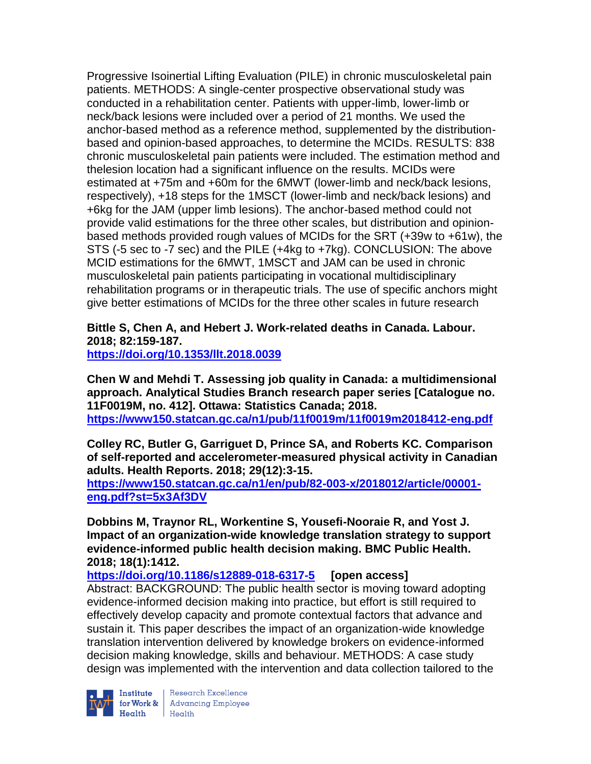Progressive Isoinertial Lifting Evaluation (PILE) in chronic musculoskeletal pain patients. METHODS: A single-center prospective observational study was conducted in a rehabilitation center. Patients with upper-limb, lower-limb or neck/back lesions were included over a period of 21 months. We used the anchor-based method as a reference method, supplemented by the distribution-based and opinion-based approaches, to determine the MCIDs. RESULTS: 838 chronic musculoskeletal pain patients were included. The estimation method and thelesion location had a significant influence on the results. MCIDs were estimated at +75m and +60m for the 6MWT (lower-limb and neck/back lesions, respectively), +18 steps for the 1MSCT (lower-limb and neck/back lesions) and +6kg for the JAM (upper limb lesions). The anchor-based method could not provide valid estimations for the three other scales, but distribution and opinion-based methods provided rough values of MCIDs for the SRT (+39w to +61w), the STS (-5 sec to -7 sec) and the PILE (+4kg to +7kg). CONCLUSION: The above MCID estimations for the 6MWT, 1MSCT and JAM can be used in chronic musculoskeletal pain patients participating in vocational multidisciplinary rehabilitation programs or in therapeutic trials. The use of specific anchors might give better estimations of MCIDs for the three other scales in future research

**Bittle S, Chen A, and Hebert J. Work-related deaths in Canada. Labour. 2018; 82:159-187.**
**https://doi.org/10.1353/llt.2018.0039**

**Chen W and Mehdi T. Assessing job quality in Canada: a multidimensional approach. Analytical Studies Branch research paper series [Catalogue no. 11F0019M, no. 412]. Ottawa: Statistics Canada; 2018.**
**https://www150.statcan.gc.ca/n1/pub/11f0019m/11f0019m2018412-eng.pdf**

**Colley RC, Butler G, Garriguet D, Prince SA, and Roberts KC. Comparison of self-reported and accelerometer-measured physical activity in Canadian adults. Health Reports. 2018; 29(12):3-15.**
**https://www150.statcan.gc.ca/n1/en/pub/82-003-x/2018012/article/00001-eng.pdf?st=5x3Af3DV**

**Dobbins M, Traynor RL, Workentine S, Yousefi-Nooraie R, and Yost J. Impact of an organization-wide knowledge translation strategy to support evidence-informed public health decision making. BMC Public Health. 2018; 18(1):1412.**
**https://doi.org/10.1186/s12889-018-6317-5 [open access]**
Abstract: BACKGROUND: The public health sector is moving toward adopting evidence-informed decision making into practice, but effort is still required to effectively develop capacity and promote contextual factors that advance and sustain it. This paper describes the impact of an organization-wide knowledge translation intervention delivered by knowledge brokers on evidence-informed decision making knowledge, skills and behaviour. METHODS: A case study design was implemented with the intervention and data collection tailored to the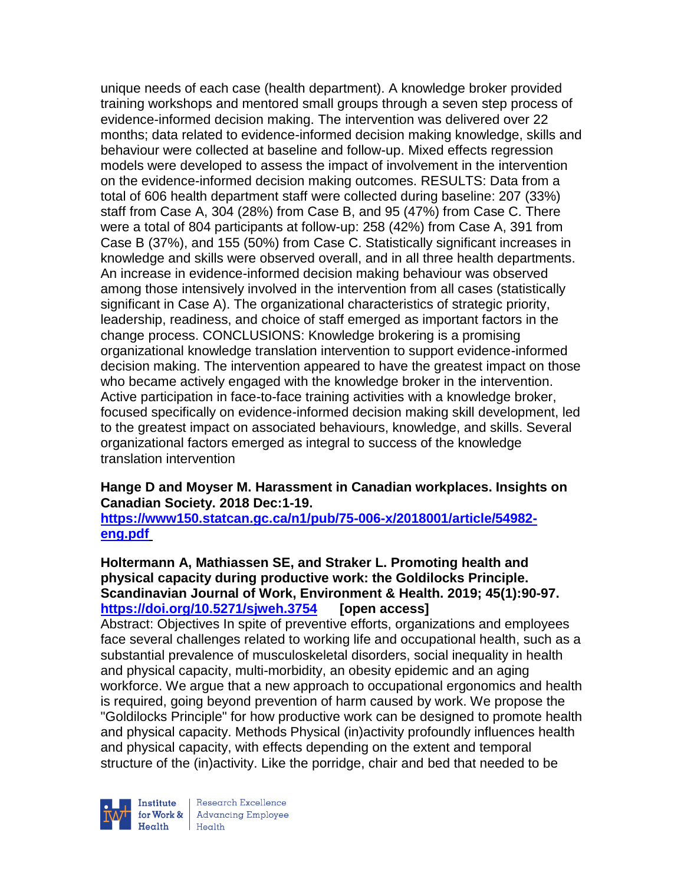unique needs of each case (health department). A knowledge broker provided training workshops and mentored small groups through a seven step process of evidence-informed decision making. The intervention was delivered over 22 months; data related to evidence-informed decision making knowledge, skills and behaviour were collected at baseline and follow-up. Mixed effects regression models were developed to assess the impact of involvement in the intervention on the evidence-informed decision making outcomes. RESULTS: Data from a total of 606 health department staff were collected during baseline: 207 (33%) staff from Case A, 304 (28%) from Case B, and 95 (47%) from Case C. There were a total of 804 participants at follow-up: 258 (42%) from Case A, 391 from Case B (37%), and 155 (50%) from Case C. Statistically significant increases in knowledge and skills were observed overall, and in all three health departments. An increase in evidence-informed decision making behaviour was observed among those intensively involved in the intervention from all cases (statistically significant in Case A). The organizational characteristics of strategic priority, leadership, readiness, and choice of staff emerged as important factors in the change process. CONCLUSIONS: Knowledge brokering is a promising organizational knowledge translation intervention to support evidence-informed decision making. The intervention appeared to have the greatest impact on those who became actively engaged with the knowledge broker in the intervention. Active participation in face-to-face training activities with a knowledge broker, focused specifically on evidence-informed decision making skill development, led to the greatest impact on associated behaviours, knowledge, and skills. Several organizational factors emerged as integral to success of the knowledge translation intervention

**Hange D and Moyser M. Harassment in Canadian workplaces. Insights on Canadian Society. 2018 Dec:1-19.**
**https://www150.statcan.gc.ca/n1/pub/75-006-x/2018001/article/54982-eng.pdf**

**Holtermann A, Mathiassen SE, and Straker L. Promoting health and physical capacity during productive work: the Goldilocks Principle. Scandinavian Journal of Work, Environment & Health. 2019; 45(1):90-97.**
**https://doi.org/10.5271/sjweh.3754 [open access]**
Abstract: Objectives In spite of preventive efforts, organizations and employees face several challenges related to working life and occupational health, such as a substantial prevalence of musculoskeletal disorders, social inequality in health and physical capacity, multi-morbidity, an obesity epidemic and an aging workforce. We argue that a new approach to occupational ergonomics and health is required, going beyond prevention of harm caused by work. We propose the "Goldilocks Principle" for how productive work can be designed to promote health and physical capacity. Methods Physical (in)activity profoundly influences health and physical capacity, with effects depending on the extent and temporal structure of the (in)activity. Like the porridge, chair and bed that needed to be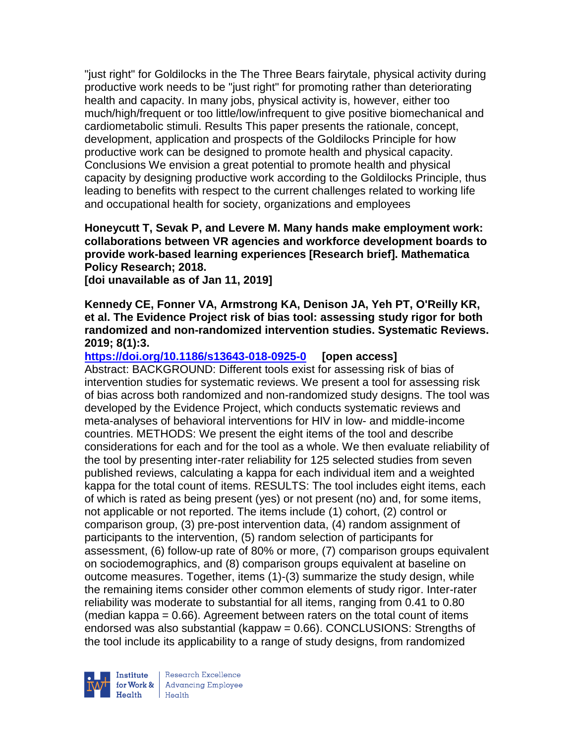"just right" for Goldilocks in the The Three Bears fairytale, physical activity during productive work needs to be "just right" for promoting rather than deteriorating health and capacity. In many jobs, physical activity is, however, either too much/high/frequent or too little/low/infrequent to give positive biomechanical and cardiometabolic stimuli. Results This paper presents the rationale, concept, development, application and prospects of the Goldilocks Principle for how productive work can be designed to promote health and physical capacity. Conclusions We envision a great potential to promote health and physical capacity by designing productive work according to the Goldilocks Principle, thus leading to benefits with respect to the current challenges related to working life and occupational health for society, organizations and employees

**Honeycutt T, Sevak P, and Levere M. Many hands make employment work: collaborations between VR agencies and workforce development boards to provide work-based learning experiences [Research brief]. Mathematica Policy Research; 2018.**
**[doi unavailable as of Jan 11, 2019]**

**Kennedy CE, Fonner VA, Armstrong KA, Denison JA, Yeh PT, O'Reilly KR, et al. The Evidence Project risk of bias tool: assessing study rigor for both randomized and non-randomized intervention studies. Systematic Reviews. 2019; 8(1):3.**
**https://doi.org/10.1186/s13643-018-0925-0 [open access]**
Abstract: BACKGROUND: Different tools exist for assessing risk of bias of intervention studies for systematic reviews. We present a tool for assessing risk of bias across both randomized and non-randomized study designs. The tool was developed by the Evidence Project, which conducts systematic reviews and meta-analyses of behavioral interventions for HIV in low- and middle-income countries. METHODS: We present the eight items of the tool and describe considerations for each and for the tool as a whole. We then evaluate reliability of the tool by presenting inter-rater reliability for 125 selected studies from seven published reviews, calculating a kappa for each individual item and a weighted kappa for the total count of items. RESULTS: The tool includes eight items, each of which is rated as being present (yes) or not present (no) and, for some items, not applicable or not reported. The items include (1) cohort, (2) control or comparison group, (3) pre-post intervention data, (4) random assignment of participants to the intervention, (5) random selection of participants for assessment, (6) follow-up rate of 80% or more, (7) comparison groups equivalent on sociodemographics, and (8) comparison groups equivalent at baseline on outcome measures. Together, items (1)-(3) summarize the study design, while the remaining items consider other common elements of study rigor. Inter-rater reliability was moderate to substantial for all items, ranging from 0.41 to 0.80 (median kappa = 0.66). Agreement between raters on the total count of items endorsed was also substantial (kappaw = 0.66). CONCLUSIONS: Strengths of the tool include its applicability to a range of study designs, from randomized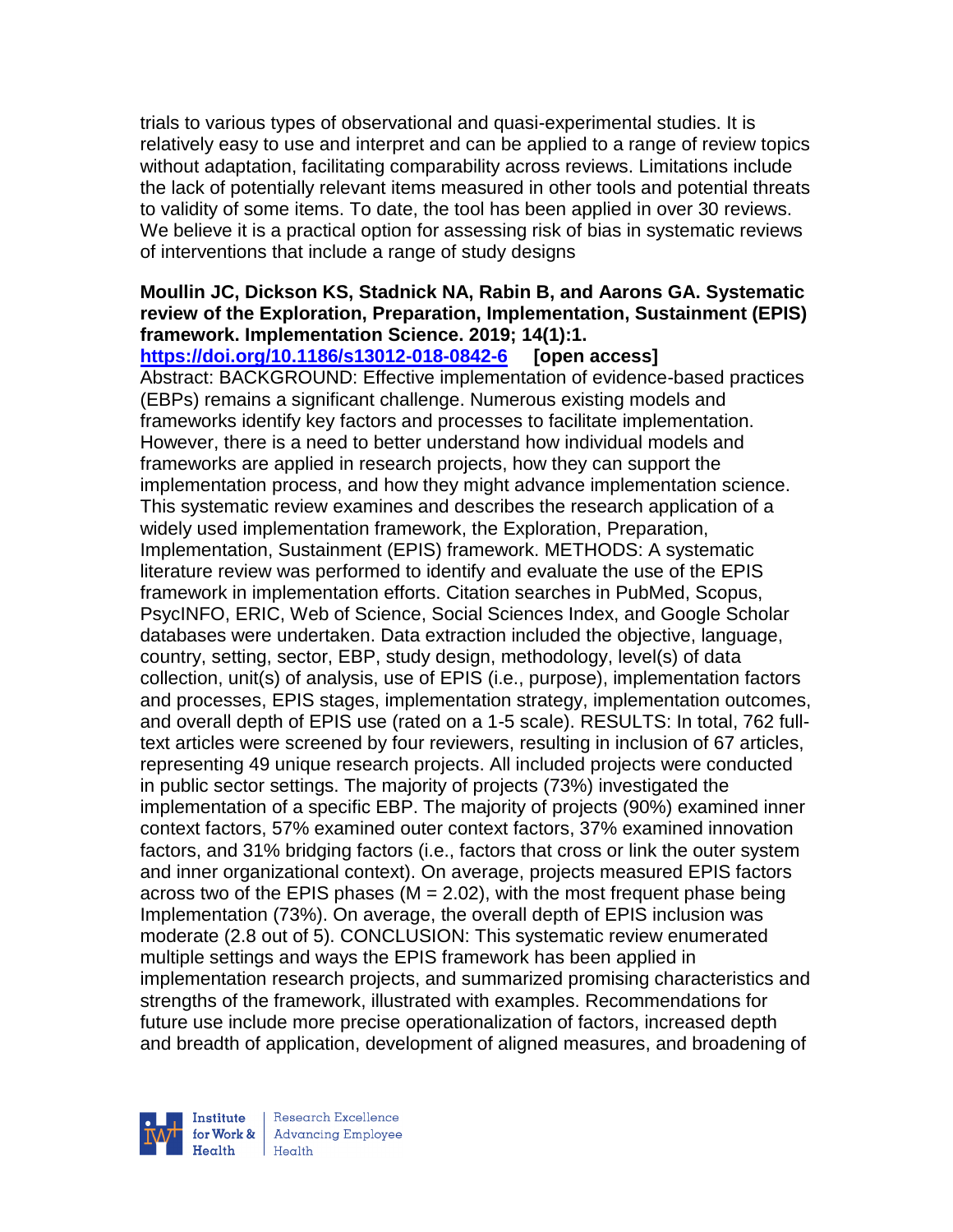trials to various types of observational and quasi-experimental studies. It is relatively easy to use and interpret and can be applied to a range of review topics without adaptation, facilitating comparability across reviews. Limitations include the lack of potentially relevant items measured in other tools and potential threats to validity of some items. To date, the tool has been applied in over 30 reviews. We believe it is a practical option for assessing risk of bias in systematic reviews of interventions that include a range of study designs

**Moullin JC, Dickson KS, Stadnick NA, Rabin B, and Aarons GA. Systematic review of the Exploration, Preparation, Implementation, Sustainment (EPIS) framework. Implementation Science. 2019; 14(1):1.**
**https://doi.org/10.1186/s13012-018-0842-6** **[open access]**
Abstract: BACKGROUND: Effective implementation of evidence-based practices (EBPs) remains a significant challenge. Numerous existing models and frameworks identify key factors and processes to facilitate implementation. However, there is a need to better understand how individual models and frameworks are applied in research projects, how they can support the implementation process, and how they might advance implementation science. This systematic review examines and describes the research application of a widely used implementation framework, the Exploration, Preparation, Implementation, Sustainment (EPIS) framework. METHODS: A systematic literature review was performed to identify and evaluate the use of the EPIS framework in implementation efforts. Citation searches in PubMed, Scopus, PsycINFO, ERIC, Web of Science, Social Sciences Index, and Google Scholar databases were undertaken. Data extraction included the objective, language, country, setting, sector, EBP, study design, methodology, level(s) of data collection, unit(s) of analysis, use of EPIS (i.e., purpose), implementation factors and processes, EPIS stages, implementation strategy, implementation outcomes, and overall depth of EPIS use (rated on a 1-5 scale). RESULTS: In total, 762 full-text articles were screened by four reviewers, resulting in inclusion of 67 articles, representing 49 unique research projects. All included projects were conducted in public sector settings. The majority of projects (73%) investigated the implementation of a specific EBP. The majority of projects (90%) examined inner context factors, 57% examined outer context factors, 37% examined innovation factors, and 31% bridging factors (i.e., factors that cross or link the outer system and inner organizational context). On average, projects measured EPIS factors across two of the EPIS phases (M = 2.02), with the most frequent phase being Implementation (73%). On average, the overall depth of EPIS inclusion was moderate (2.8 out of 5). CONCLUSION: This systematic review enumerated multiple settings and ways the EPIS framework has been applied in implementation research projects, and summarized promising characteristics and strengths of the framework, illustrated with examples. Recommendations for future use include more precise operationalization of factors, increased depth and breadth of application, development of aligned measures, and broadening of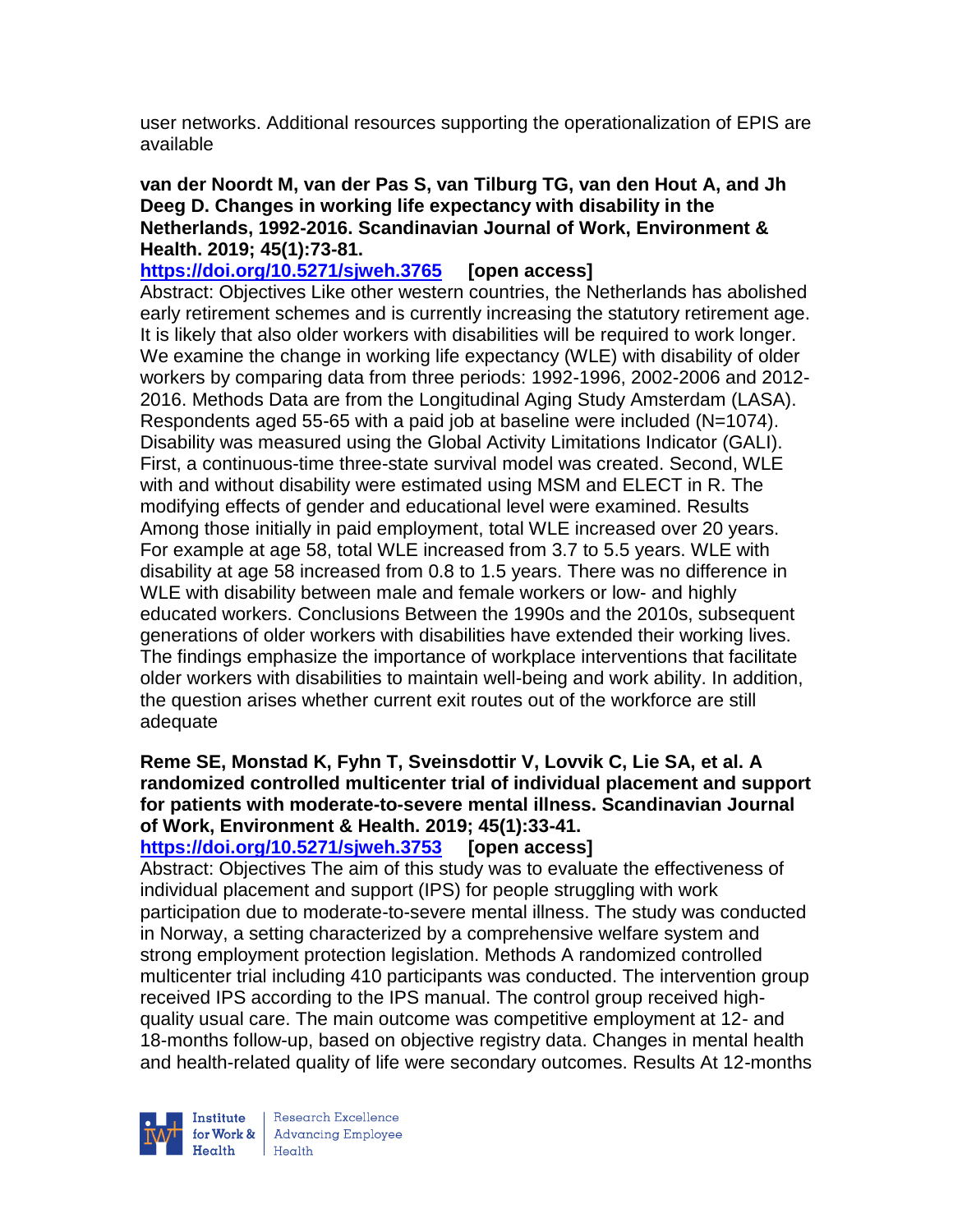user networks. Additional resources supporting the operationalization of EPIS are available

**van der Noordt M, van der Pas S, van Tilburg TG, van den Hout A, and Jh Deeg D. Changes in working life expectancy with disability in the Netherlands, 1992-2016. Scandinavian Journal of Work, Environment & Health. 2019; 45(1):73-81.**

**https://doi.org/10.5271/sjweh.3765 [open access]**

Abstract: Objectives Like other western countries, the Netherlands has abolished early retirement schemes and is currently increasing the statutory retirement age. It is likely that also older workers with disabilities will be required to work longer. We examine the change in working life expectancy (WLE) with disability of older workers by comparing data from three periods: 1992-1996, 2002-2006 and 2012-2016. Methods Data are from the Longitudinal Aging Study Amsterdam (LASA). Respondents aged 55-65 with a paid job at baseline were included (N=1074). Disability was measured using the Global Activity Limitations Indicator (GALI). First, a continuous-time three-state survival model was created. Second, WLE with and without disability were estimated using MSM and ELECT in R. The modifying effects of gender and educational level were examined. Results Among those initially in paid employment, total WLE increased over 20 years. For example at age 58, total WLE increased from 3.7 to 5.5 years. WLE with disability at age 58 increased from 0.8 to 1.5 years. There was no difference in WLE with disability between male and female workers or low- and highly educated workers. Conclusions Between the 1990s and the 2010s, subsequent generations of older workers with disabilities have extended their working lives. The findings emphasize the importance of workplace interventions that facilitate older workers with disabilities to maintain well-being and work ability. In addition, the question arises whether current exit routes out of the workforce are still adequate

**Reme SE, Monstad K, Fyhn T, Sveinsdottir V, Lovvik C, Lie SA, et al. A randomized controlled multicenter trial of individual placement and support for patients with moderate-to-severe mental illness. Scandinavian Journal of Work, Environment & Health. 2019; 45(1):33-41.**

**https://doi.org/10.5271/sjweh.3753 [open access]**

Abstract: Objectives The aim of this study was to evaluate the effectiveness of individual placement and support (IPS) for people struggling with work participation due to moderate-to-severe mental illness. The study was conducted in Norway, a setting characterized by a comprehensive welfare system and strong employment protection legislation. Methods A randomized controlled multicenter trial including 410 participants was conducted. The intervention group received IPS according to the IPS manual. The control group received high-quality usual care. The main outcome was competitive employment at 12- and 18-months follow-up, based on objective registry data. Changes in mental health and health-related quality of life were secondary outcomes. Results At 12-months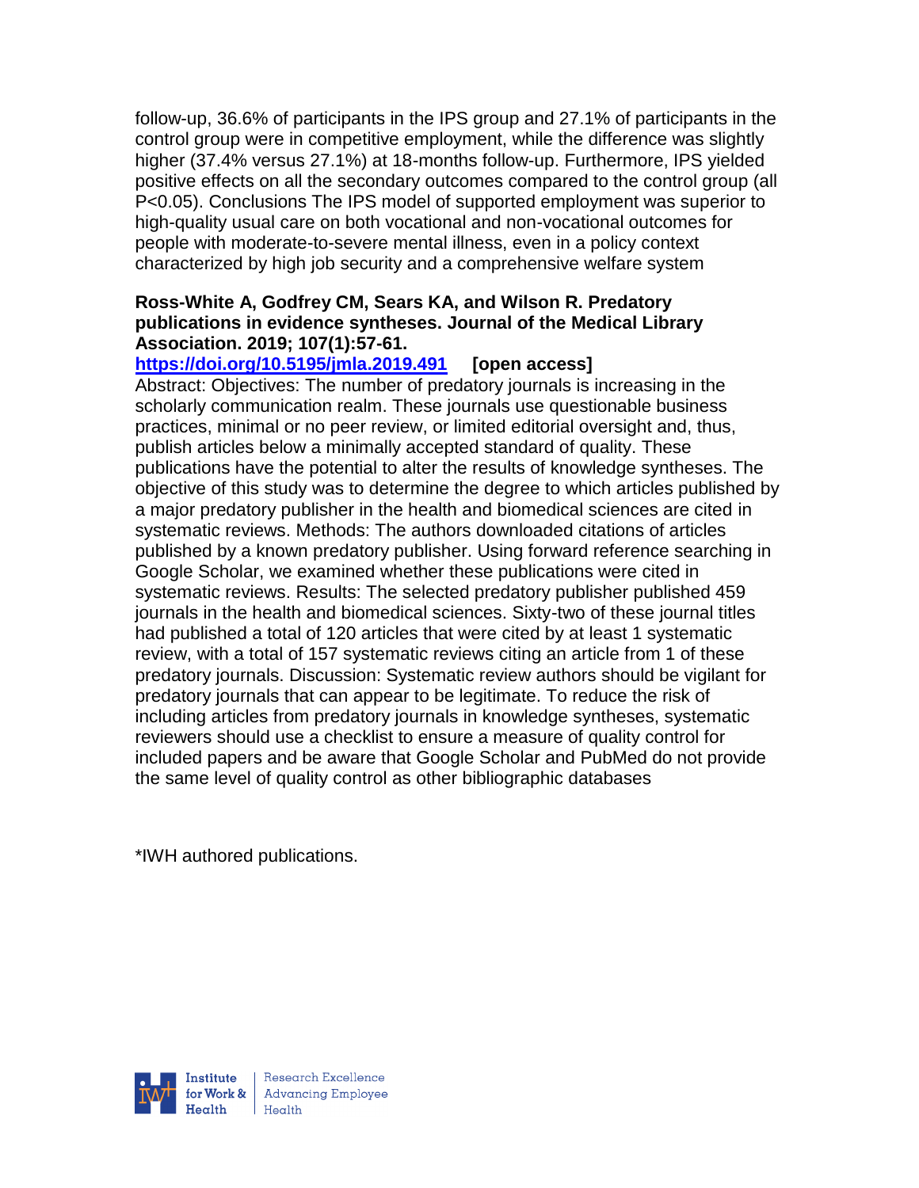follow-up, 36.6% of participants in the IPS group and 27.1% of participants in the control group were in competitive employment, while the difference was slightly higher (37.4% versus 27.1%) at 18-months follow-up. Furthermore, IPS yielded positive effects on all the secondary outcomes compared to the control group (all P<0.05). Conclusions The IPS model of supported employment was superior to high-quality usual care on both vocational and non-vocational outcomes for people with moderate-to-severe mental illness, even in a policy context characterized by high job security and a comprehensive welfare system

**Ross-White A, Godfrey CM, Sears KA, and Wilson R. Predatory publications in evidence syntheses. Journal of the Medical Library Association. 2019; 107(1):57-61.**
**https://doi.org/10.5195/jmla.2019.491** **[open access]**
Abstract: Objectives: The number of predatory journals is increasing in the scholarly communication realm. These journals use questionable business practices, minimal or no peer review, or limited editorial oversight and, thus, publish articles below a minimally accepted standard of quality. These publications have the potential to alter the results of knowledge syntheses. The objective of this study was to determine the degree to which articles published by a major predatory publisher in the health and biomedical sciences are cited in systematic reviews. Methods: The authors downloaded citations of articles published by a known predatory publisher. Using forward reference searching in Google Scholar, we examined whether these publications were cited in systematic reviews. Results: The selected predatory publisher published 459 journals in the health and biomedical sciences. Sixty-two of these journal titles had published a total of 120 articles that were cited by at least 1 systematic review, with a total of 157 systematic reviews citing an article from 1 of these predatory journals. Discussion: Systematic review authors should be vigilant for predatory journals that can appear to be legitimate. To reduce the risk of including articles from predatory journals in knowledge syntheses, systematic reviewers should use a checklist to ensure a measure of quality control for included papers and be aware that Google Scholar and PubMed do not provide the same level of quality control as other bibliographic databases

*IWH authored publications.